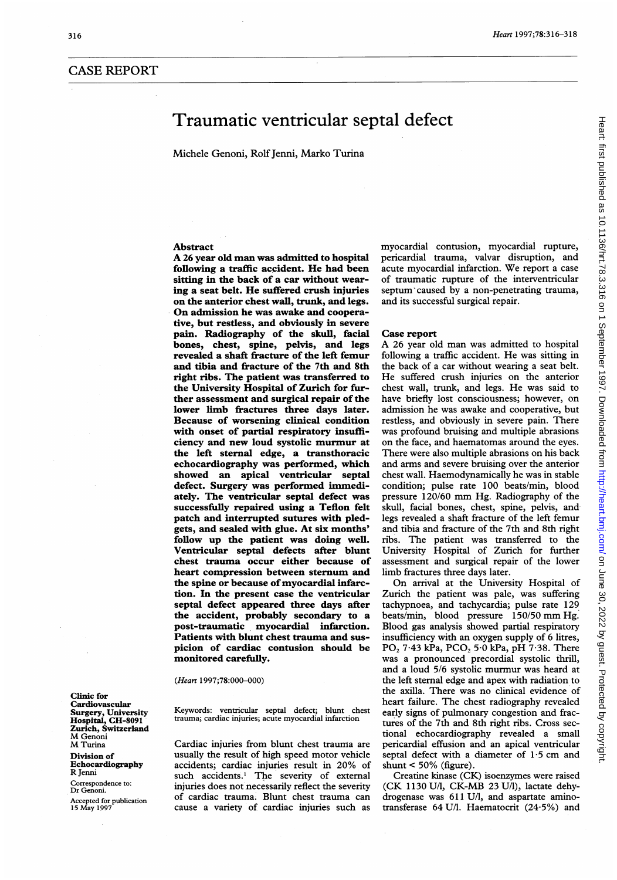## CASE REPORT

# Traumatic ventricular septal defect

Michele Genoni, Rolf Jenni, Marko Turina

## Abstract

**A 26 year old man was admitted to hospital following a traffic accident. He had been sitting in the back of a car without wearing a seat belt. He suffered crush injuries on the anterior chest wall, trunk, and legs. On admission he was awake and cooperative, but restless, and obviously in severe pain. Radiography of the skull, facial bones, chest, spine, pelvis, and legs revealed a shaft fracture of the left femur and tibia and fracture of the 7th and 8th right ribs. The patient was transferred to the University Hospital of Zurich for further assessment and surgical repair of the lower limb fractures three days later. Because of worsening clinical condition with onset of partial respiratory insufficiency and new loud systolic murmur at the left sternal edge, a transthoracic echocardiography was performed, which showed an apical ventricular septal defect. Surgery was performed immediately. The ventricular septal defect was successfully repaired using a Teflon felt patch and interrupted sutures with pledgets, and sealed with glue. At six months' follow up the patient was doing well. Ventricular septal defects after blunt chest trauma occur either because of heart compression between sternum and the spine or because of myocardial infarction. In the present case the ventricular septal defect appeared three days after the accident, probably secondary to a post-traumatic myocardial infarction. Patients with blunt chest trauma and suspicion of cardiac contusion should be monitored carefully.**

(*Heart* 1997;78:000–000)

Keywords: ventricular septal defect; blunt chest trauma; cardiac injuries; acute myocardial infarction

Cardiac injuries from blunt chest trauma are usually the result of high speed motor vehicle accidents; cardiac injuries result in 20% of such accidents.[1] The severity of external injuries does not necessarily reflect the severity of cardiac trauma. Blunt chest trauma can cause a variety of cardiac injuries such as myocardial contusion, myocardial rupture, pericardial trauma, valvar disruption, and acute myocardial infarction. We report a case of traumatic rupture of the interventricular septum caused by a non-penetrating trauma, and its successful surgical repair.

## Case report

A 26 year old man was admitted to hospital following a traffic accident. He was sitting in the back of a car without wearing a seat belt. He suffered crush injuries on the anterior chest wall, trunk, and legs. He was said to have briefly lost consciousness; however, on admission he was awake and cooperative, but restless, and obviously in severe pain. There was profound bruising and multiple abrasions on the face, and haematomas around the eyes. There were also multiple abrasions on his back and arms and severe bruising over the anterior chest wall. Haemodynamically he was in stable condition; pulse rate 100 beats/min, blood pressure 120/60 mm Hg. Radiography of the skull, facial bones, chest, spine, pelvis, and legs revealed a shaft fracture of the left femur and tibia and fracture of the 7th and 8th right ribs. The patient was transferred to the University Hospital of Zurich for further assessment and surgical repair of the lower limb fractures three days later.

On arrival at the University Hospital of Zurich the patient was pale, was suffering tachypnoea, and tachycardia; pulse rate 129 beats/min, blood pressure 150/50 mm Hg. Blood gas analysis showed partial respiratory insufficiency with an oxygen supply of 6 litres, $PO_2$ 7·43 kPa, $PCO_2$ 5·0 kPa, pH 7·38. There was a pronounced precordial systolic thrill, and a loud 5/6 systolic murmur was heard at the left sternal edge and apex with radiation to the axilla. There was no clinical evidence of heart failure. The chest radiography revealed early signs of pulmonary congestion and fractures of the 7th and 8th right ribs. Cross sectional echocardiography revealed a small pericardial effusion and an apical ventricular septal defect with a diameter of 1·5 cm and shunt < 50% (figure).

Creatine kinase (CK) isoenzymes were raised (CK 1130 U/l, CK-MB 23 U/l), lactate dehydrogenase was 611 U/l, and aspartate aminotransferase 64 U/l. Haematocrit (24·5%) and

Clinic for Cardiovascular Surgery, University Hospital, CH-8091 Zurich, Switzerland
M Genoni
M Turina

Division of Echocardiography
R Jenni

Correspondence to: Dr Genoni.

Accepted for publication 15 May 1997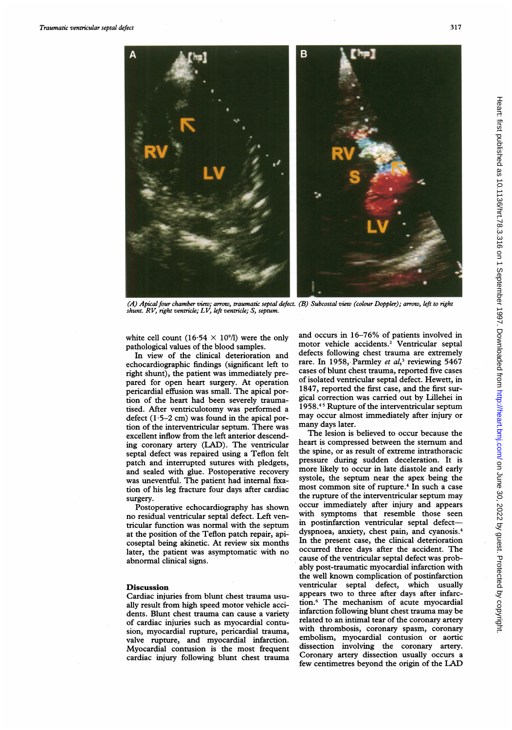(A) Apical four chamber view; arrow, traumatic septal defect. (B) Subcostal view (colour Doppler); arrow, left to right shunt. RV, right ventricle; LV, left ventricle; S, septum.

white cell count ($16·54 \times 10^9$/l) were the only pathological values of the blood samples.

In view of the clinical deterioration and echocardiographic findings (significant left to right shunt), the patient was immediately prepared for open heart surgery. At operation pericardial effusion was small. The apical portion of the heart had been severely traumatised. After ventriculotomy was performed a defect (1·5–2 cm) was found in the apical portion of the interventricular septum. There was excellent inflow from the left anterior descending coronary artery (LAD). The ventricular septal defect was repaired using a Teflon felt patch and interrupted sutures with pledgets, and sealed with glue. Postoperative recovery was uneventful. The patient had internal fixation of his leg fracture four days after cardiac surgery.

Postoperative echocardiography has shown no residual ventricular septal defect. Left ventricular function was normal with the septum at the position of the Teflon patch repair, apicoseptal being akinetic. At review six months later, the patient was asymptomatic with no abnormal clinical signs.

## Discussion

Cardiac injuries from blunt chest trauma usually result from high speed motor vehicle accidents. Blunt chest trauma can cause a variety of cardiac injuries such as myocardial contusion, myocardial rupture, pericardial trauma, valve rupture, and myocardial infarction. Myocardial contusion is the most frequent cardiac injury following blunt chest trauma and occurs in 16–76% of patients involved in motor vehicle accidents.[2] Ventricular septal defects following chest trauma are extremely rare. In 1958, Parmley *et al*,[3] reviewing 5467 cases of blunt chest trauma, reported five cases of isolated ventricular septal defect. Hewett, in 1847, reported the first case, and the first surgical correction was carried out by Lillehei in 1958.[4,5] Rupture of the interventricular septum may occur almost immediately after injury or many days later.

The lesion is believed to occur because the heart is compressed between the sternum and the spine, or as result of extreme intrathoracic pressure during sudden deceleration. It is more likely to occur in late diastole and early systole, the septum near the apex being the most common site of rupture.[4] In such a case the rupture of the interventricular septum may occur immediately after injury and appears with symptoms that resemble those seen in postinfarction ventricular septal defect—dyspnoea, anxiety, chest pain, and cyanosis.[4] In the present case, the clinical deterioration occurred three days after the accident. The cause of the ventricular septal defect was probably post-traumatic myocardial infarction with the well known complication of postinfarction ventricular septal defect, which usually appears two to three after days after infarction.[6] The mechanism of acute myocardial infarction following blunt chest trauma may be related to an intimal tear of the coronary artery with thrombosis, coronary spasm, coronary embolism, myocardial contusion or aortic dissection involving the coronary artery. Coronary artery dissection usually occurs a few centimetres beyond the origin of the LAD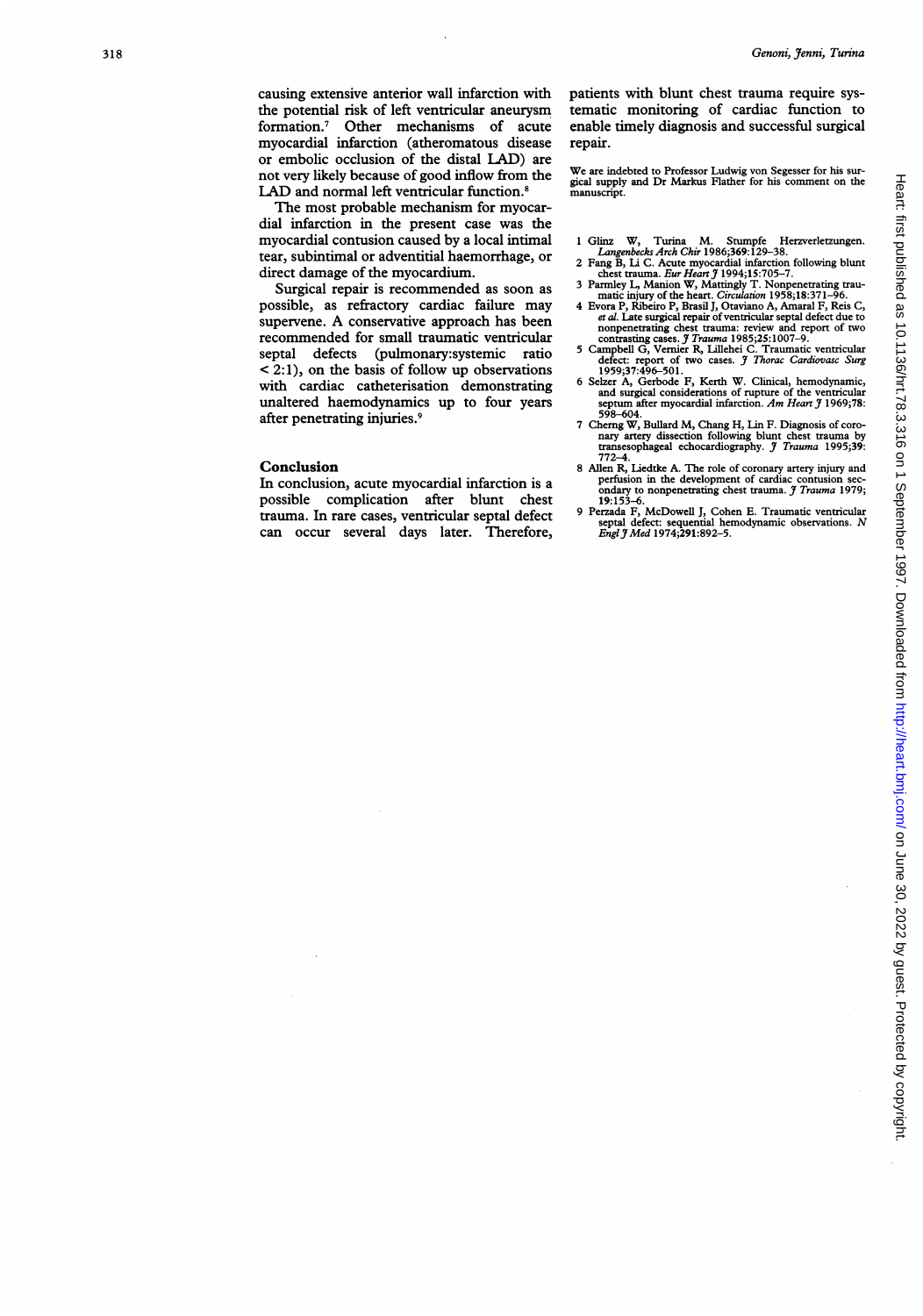causing extensive anterior wall infarction with the potential risk of left ventricular aneurysm formation.[7] Other mechanisms of acute myocardial infarction (atheromatous disease or embolic occlusion of the distal LAD) are not very likely because of good inflow from the LAD and normal left ventricular function.[8]

The most probable mechanism for myocardial infarction in the present case was the myocardial contusion caused by a local intimal tear, subintimal or adventitial haemorrhage, or direct damage of the myocardium.

Surgical repair is recommended as soon as possible, as refractory cardiac failure may supervene. A conservative approach has been recommended for small traumatic ventricular septal defects (pulmonary:systemic ratio < 2:1), on the basis of follow up observations with cardiac catheterisation demonstrating unaltered haemodynamics up to four years after penetrating injuries.[9]

## Conclusion

In conclusion, acute myocardial infarction is a possible complication after blunt chest trauma. In rare cases, ventricular septal defect can occur several days later. Therefore, patients with blunt chest trauma require systematic monitoring of cardiac function to enable timely diagnosis and successful surgical repair.

We are indebted to Professor Ludwig von Segesser for his surgical supply and Dr Markus Flather for his comment on the manuscript.

1. Glinz W, Turina M. Stumpfe Herzverletzungen. *Langenbecks Arch Chir* 1986;**369**:129–38.
2. Fang B, Li C. Acute myocardial infarction following blunt chest trauma. *Eur Heart J* 1994;**15**:705–7.
3. Parmley L, Manion W, Mattingly T. Nonpenetrating traumatic injury of the heart. *Circulation* 1958;**18**:371–96.
4. Evora P, Ribeiro P, Brasil J, Otaviano A, Amaral F, Reis C, *et al*. Late surgical repair of ventricular septal defect due to nonpenetrating chest trauma: review and report of two contrasting cases. *J Trauma* 1985;**25**:1007–9.
5. Campbell G, Vernier R, Lillehei C. Traumatic ventricular defect: report of two cases. *J Thorac Cardiovasc Surg* 1959;**37**:496–501.
6. Selzer A, Gerbode F, Kerth W. Clinical, hemodynamic, and surgical considerations of rupture of the ventricular septum after myocardial infarction. *Am Heart J* 1969;**78**:598–604.
7. Cherng W, Bullard M, Chang H, Lin F. Diagnosis of coronary artery dissection following blunt chest trauma by transesophageal echocardiography. *J Trauma* 1995;**39**:772–4.
8. Allen R, Liedtke A. The role of coronary artery injury and perfusion in the development of cardiac contusion secondary to nonpenetrating chest trauma. *J Trauma* 1979;**19**:153–6.
9. Perzada F, McDowell J, Cohen E. Traumatic ventricular septal defect: sequential hemodynamic observations. *N Engl J Med* 1974;**291**:892–5.